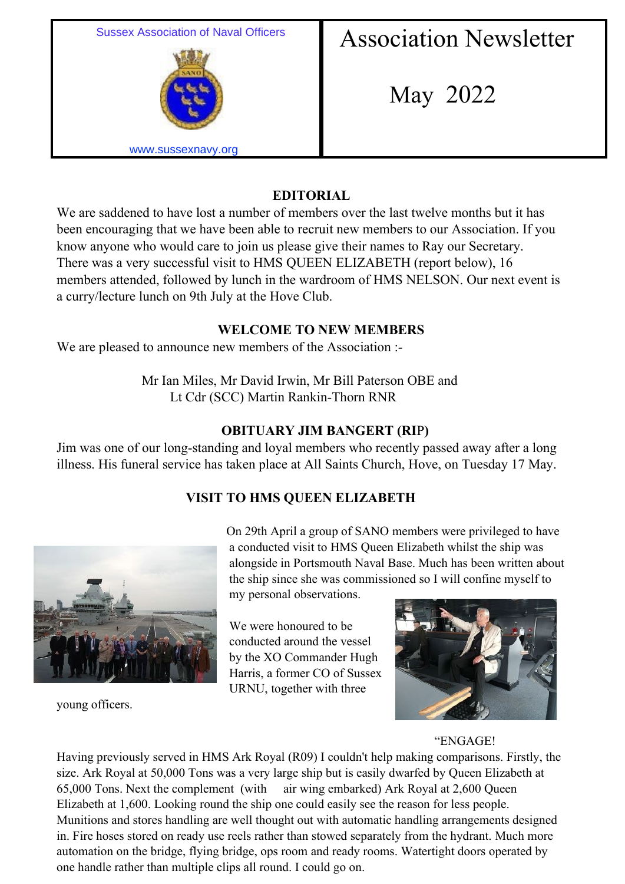Sussex Association of Naval Officers

www.sussexnavy.org

# Association Newsletter

# May 2022

## EDITORIAL

We are saddened to have lost a number of members over the last twelve months but it has been encouraging that we have been able to recruit new members to our Association. If you know anyone who would care to join us please give their names to Ray our Secretary. There was a very successful visit to HMS QUEEN ELIZABETH (report below), 16 members attended, followed by lunch in the wardroom of HMS NELSON. Our next event is a curry/lecture lunch on 9th July at the Hove Club.

## WELCOME TO NEW MEMBERS

We are pleased to announce new members of the Association :-

Mr Ian Miles, Mr David Irwin, Mr Bill Paterson OBE and
Lt Cdr (SCC) Martin Rankin-Thorn RNR

## OBITUARY JIM BANGERT (RIP)

Jim was one of our long-standing and loyal members who recently passed away after a long illness. His funeral service has taken place at All Saints Church, Hove, on Tuesday 17 May.

## VISIT TO HMS QUEEN ELIZABETH

On 29th April a group of SANO members were privileged to have a conducted visit to HMS Queen Elizabeth whilst the ship was alongside in Portsmouth Naval Base. Much has been written about the ship since she was commissioned so I will confine myself to my personal observations.

We were honoured to be conducted around the vessel by the XO Commander Hugh Harris, a former CO of Sussex URNU, together with three young officers.

“ENGAGE!

Having previously served in HMS Ark Royal (R09) I couldn't help making comparisons. Firstly, the size. Ark Royal at 50,000 Tons was a very large ship but is easily dwarfed by Queen Elizabeth at 65,000 Tons. Next the complement (with air wing embarked) Ark Royal at 2,600 Queen Elizabeth at 1,600. Looking round the ship one could easily see the reason for less people. Munitions and stores handling are well thought out with automatic handling arrangements designed in. Fire hoses stored on ready use reels rather than stowed separately from the hydrant. Much more automation on the bridge, flying bridge, ops room and ready rooms. Watertight doors operated by one handle rather than multiple clips all round. I could go on.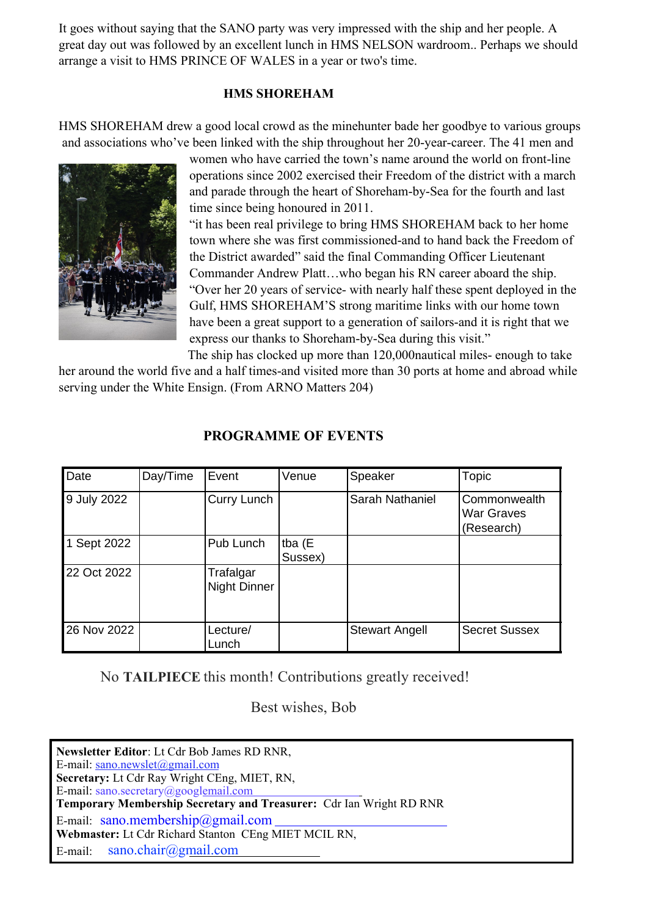It goes without saying that the SANO party was very impressed with the ship and her people. A great day out was followed by an excellent lunch in HMS NELSON wardroom.. Perhaps we should arrange a visit to HMS PRINCE OF WALES in a year or two's time.

## HMS SHOREHAM

HMS SHOREHAM drew a good local crowd as the minehunter bade her goodbye to various groups and associations who've been linked with the ship throughout her 20-year-career. The 41 men and women who have carried the town's name around the world on front-line operations since 2002 exercised their Freedom of the district with a march and parade through the heart of Shoreham-by-Sea for the fourth and last time since being honoured in 2011.

"it has been real privilege to bring HMS SHOREHAM back to her home town where she was first commissioned-and to hand back the Freedom of the District awarded" said the final Commanding Officer Lieutenant Commander Andrew Platt…who began his RN career aboard the ship. "Over her 20 years of service- with nearly half these spent deployed in the Gulf, HMS SHOREHAM'S strong maritime links with our home town have been a great support to a generation of sailors-and it is right that we express our thanks to Shoreham-by-Sea during this visit."

The ship has clocked up more than 120,000nautical miles- enough to take her around the world five and a half times-and visited more than 30 ports at home and abroad while serving under the White Ensign. (From ARNO Matters 204)

## PROGRAMME OF EVENTS

| Date | Day/Time | Event | Venue | Speaker | Topic |
|---|---|---|---|---|---|
| 9 July 2022 | | Curry Lunch | | Sarah Nathaniel | Commonwealth War Graves (Research) |
| 1 Sept 2022 | | Pub Lunch | tba (E Sussex) | | |
| 22 Oct 2022 | | Trafalgar Night Dinner | | | |
| 26 Nov 2022 | | Lecture/ Lunch | | Stewart Angell | Secret Sussex |

No **TAILPIECE** this month! Contributions greatly received!

Best wishes, Bob

**Newsletter Editor**: Lt Cdr Bob James RD RNR,
E-mail: sano.newslet@gmail.com
**Secretary:** Lt Cdr Ray Wright CEng, MIET, RN,
E-mail: sano.secretary@googlemail.com
**Temporary Membership Secretary and Treasurer:** Cdr Ian Wright RD RNR
E-mail: sano.membership@gmail.com
**Webmaster:** Lt Cdr Richard Stanton CEng MIET MCIL RN,
E-mail: sano.chair@gmail.com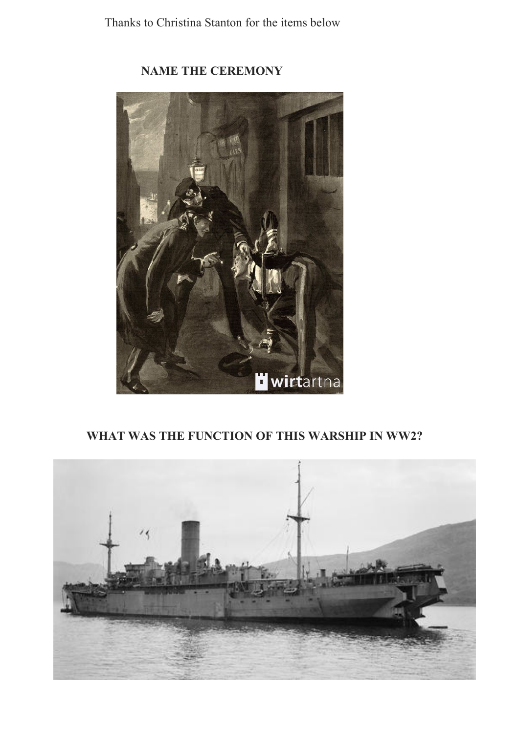Thanks to Christina Stanton for the items below

**NAME THE CEREMONY**

**WHAT WAS THE FUNCTION OF THIS WARSHIP IN WW2?**